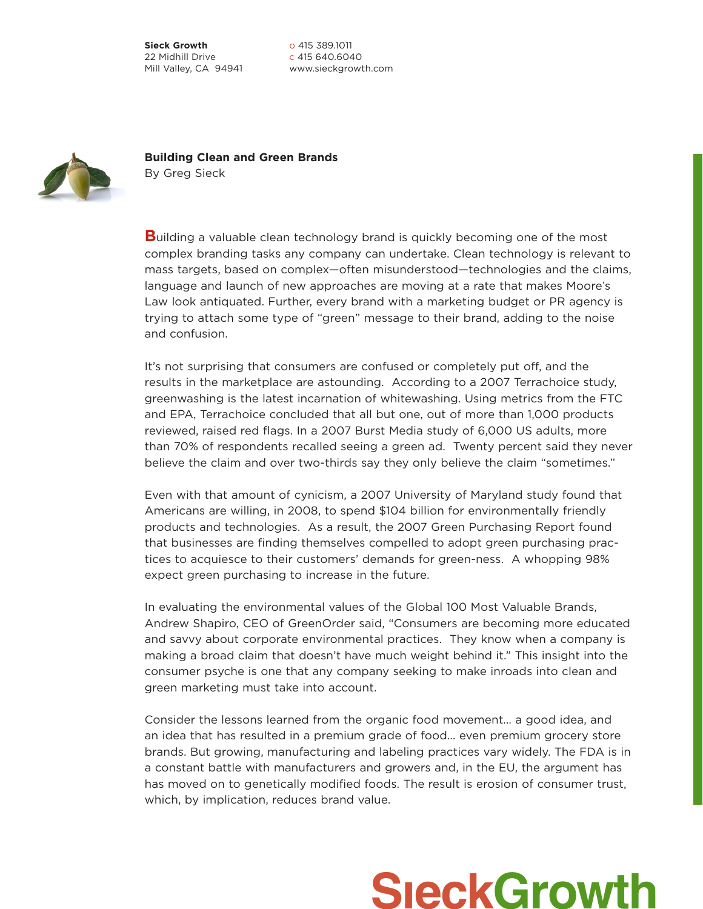**Sieck Growth**
22 Midhill Drive
Mill Valley, CA 94941

o 415 389.1011
c 415 640.6040
www.sieckgrowth.com

# Building Clean and Green Brands

By Greg Sieck

Building a valuable clean technology brand is quickly becoming one of the most complex branding tasks any company can undertake. Clean technology is relevant to mass targets, based on complex—often misunderstood—technologies and the claims, language and launch of new approaches are moving at a rate that makes Moore's Law look antiquated. Further, every brand with a marketing budget or PR agency is trying to attach some type of "green" message to their brand, adding to the noise and confusion.

It's not surprising that consumers are confused or completely put off, and the results in the marketplace are astounding. According to a 2007 Terrachoice study, greenwashing is the latest incarnation of whitewashing. Using metrics from the FTC and EPA, Terrachoice concluded that all but one, out of more than 1,000 products reviewed, raised red flags. In a 2007 Burst Media study of 6,000 US adults, more than 70% of respondents recalled seeing a green ad. Twenty percent said they never believe the claim and over two-thirds say they only believe the claim "sometimes."

Even with that amount of cynicism, a 2007 University of Maryland study found that Americans are willing, in 2008, to spend $104 billion for environmentally friendly products and technologies. As a result, the 2007 Green Purchasing Report found that businesses are finding themselves compelled to adopt green purchasing practices to acquiesce to their customers' demands for green-ness. A whopping 98% expect green purchasing to increase in the future.

In evaluating the environmental values of the Global 100 Most Valuable Brands, Andrew Shapiro, CEO of GreenOrder said, "Consumers are becoming more educated and savvy about corporate environmental practices. They know when a company is making a broad claim that doesn't have much weight behind it." This insight into the consumer psyche is one that any company seeking to make inroads into clean and green marketing must take into account.

Consider the lessons learned from the organic food movement... a good idea, and an idea that has resulted in a premium grade of food... even premium grocery store brands. But growing, manufacturing and labeling practices vary widely. The FDA is in a constant battle with manufacturers and growers and, in the EU, the argument has has moved on to genetically modified foods. The result is erosion of consumer trust, which, by implication, reduces brand value.

SieckGrowth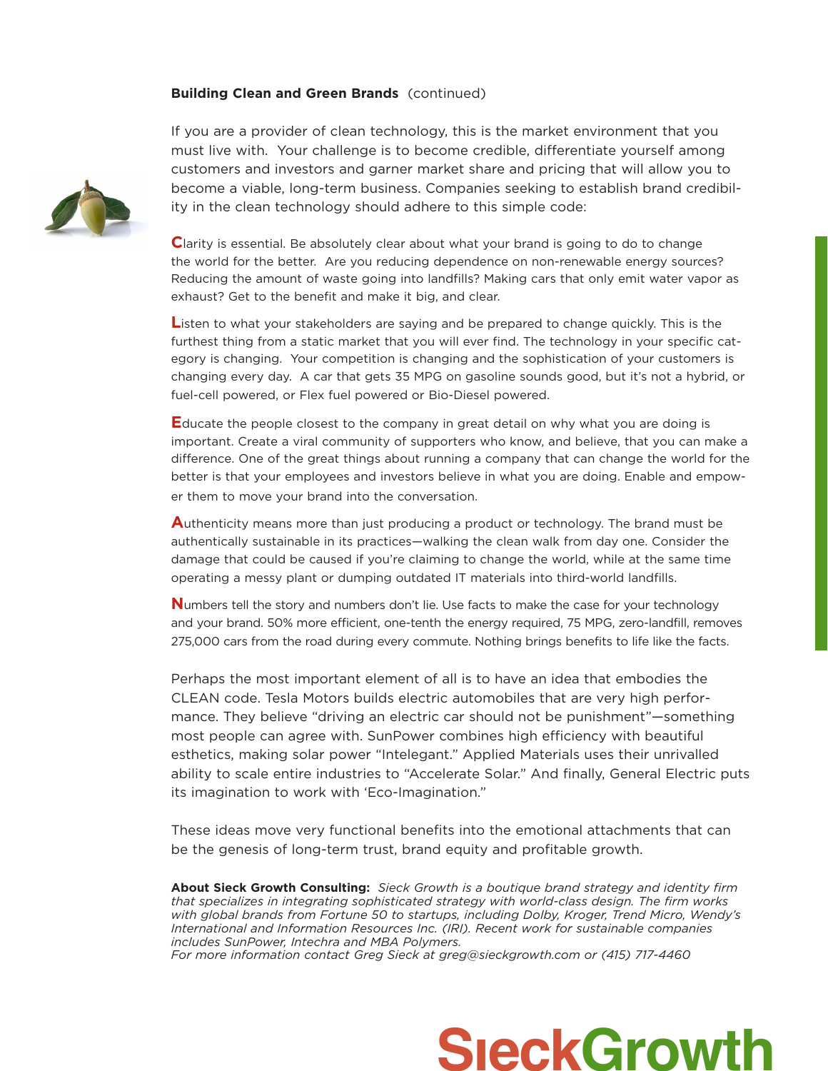**Building Clean and Green Brands** (continued)

If you are a provider of clean technology, this is the market environment that you must live with. Your challenge is to become credible, differentiate yourself among customers and investors and garner market share and pricing that will allow you to become a viable, long-term business. Companies seeking to establish brand credibility in the clean technology should adhere to this simple code:

**C**larity is essential. Be absolutely clear about what your brand is going to do to change the world for the better. Are you reducing dependence on non-renewable energy sources? Reducing the amount of waste going into landfills? Making cars that only emit water vapor as exhaust? Get to the benefit and make it big, and clear.

**L**isten to what your stakeholders are saying and be prepared to change quickly. This is the furthest thing from a static market that you will ever find. The technology in your specific category is changing. Your competition is changing and the sophistication of your customers is changing every day. A car that gets 35 MPG on gasoline sounds good, but it's not a hybrid, or fuel-cell powered, or Flex fuel powered or Bio-Diesel powered.

**E**ducate the people closest to the company in great detail on why what you are doing is important. Create a viral community of supporters who know, and believe, that you can make a difference. One of the great things about running a company that can change the world for the better is that your employees and investors believe in what you are doing. Enable and empower them to move your brand into the conversation.

**A**uthenticity means more than just producing a product or technology. The brand must be authentically sustainable in its practices—walking the clean walk from day one. Consider the damage that could be caused if you're claiming to change the world, while at the same time operating a messy plant or dumping outdated IT materials into third-world landfills.

**N**umbers tell the story and numbers don't lie. Use facts to make the case for your technology and your brand. 50% more efficient, one-tenth the energy required, 75 MPG, zero-landfill, removes 275,000 cars from the road during every commute. Nothing brings benefits to life like the facts.

Perhaps the most important element of all is to have an idea that embodies the CLEAN code. Tesla Motors builds electric automobiles that are very high performance. They believe "driving an electric car should not be punishment"—something most people can agree with. SunPower combines high efficiency with beautiful esthetics, making solar power "Intelegant." Applied Materials uses their unrivalled ability to scale entire industries to "Accelerate Solar." And finally, General Electric puts its imagination to work with 'Eco-Imagination."

These ideas move very functional benefits into the emotional attachments that can be the genesis of long-term trust, brand equity and profitable growth.

**About Sieck Growth Consulting:** *Sieck Growth is a boutique brand strategy and identity firm that specializes in integrating sophisticated strategy with world-class design. The firm works with global brands from Fortune 50 to startups, including Dolby, Kroger, Trend Micro, Wendy's International and Information Resources Inc. (IRI). Recent work for sustainable companies includes SunPower, Intechra and MBA Polymers.*
*For more information contact Greg Sieck at greg@sieckgrowth.com or (415) 717-4460*

SieckGrowth